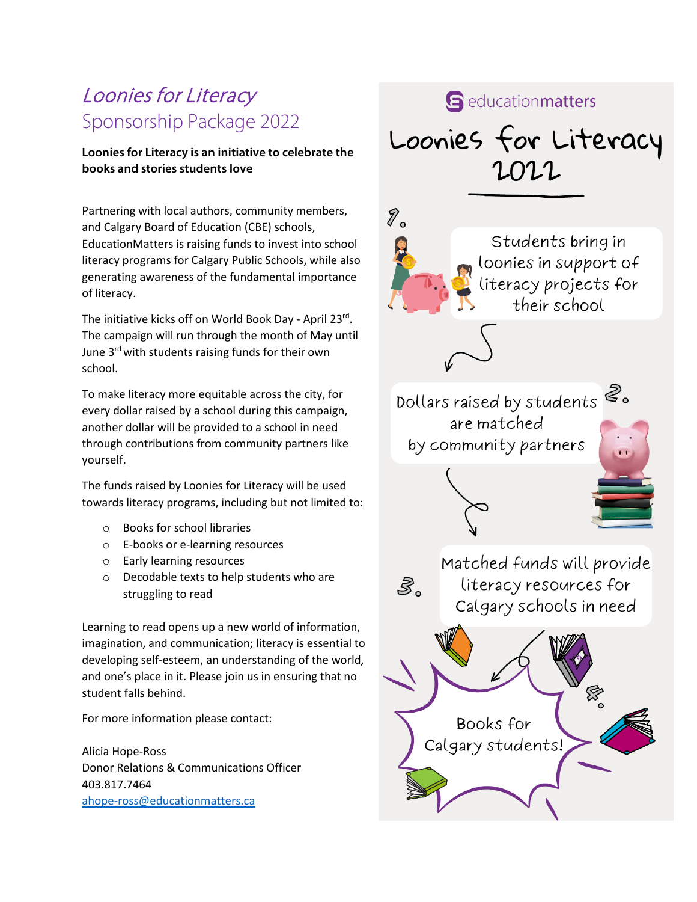# *Loonies for Literacy*
## Sponsorship Package 2022

**Loonies for Literacy is an initiative to celebrate the books and stories students love**

Partnering with local authors, community members, and Calgary Board of Education (CBE) schools, EducationMatters is raising funds to invest into school literacy programs for Calgary Public Schools, while also generating awareness of the fundamental importance of literacy.

The initiative kicks off on World Book Day - April 23rd. The campaign will run through the month of May until June 3rd with students raising funds for their own school.

To make literacy more equitable across the city, for every dollar raised by a school during this campaign, another dollar will be provided to a school in need through contributions from community partners like yourself.

The funds raised by Loonies for Literacy will be used towards literacy programs, including but not limited to:

- Books for school libraries
- E-books or e-learning resources
- Early learning resources
- Decodable texts to help students who are struggling to read

Learning to read opens up a new world of information, imagination, and communication; literacy is essential to developing self-esteem, an understanding of the world, and one's place in it. Please join us in ensuring that no student falls behind.

For more information please contact:

Alicia Hope-Ross
Donor Relations & Communications Officer
403.817.7464
ahope-ross@educationmatters.ca

educationmatters

## Loonies for Literacy 2022

1. Students bring in loonies in support of literacy projects for their school
2. Dollars raised by students are matched by community partners
3. Matched funds will provide literacy resources for Calgary schools in need
4. Books for Calgary students!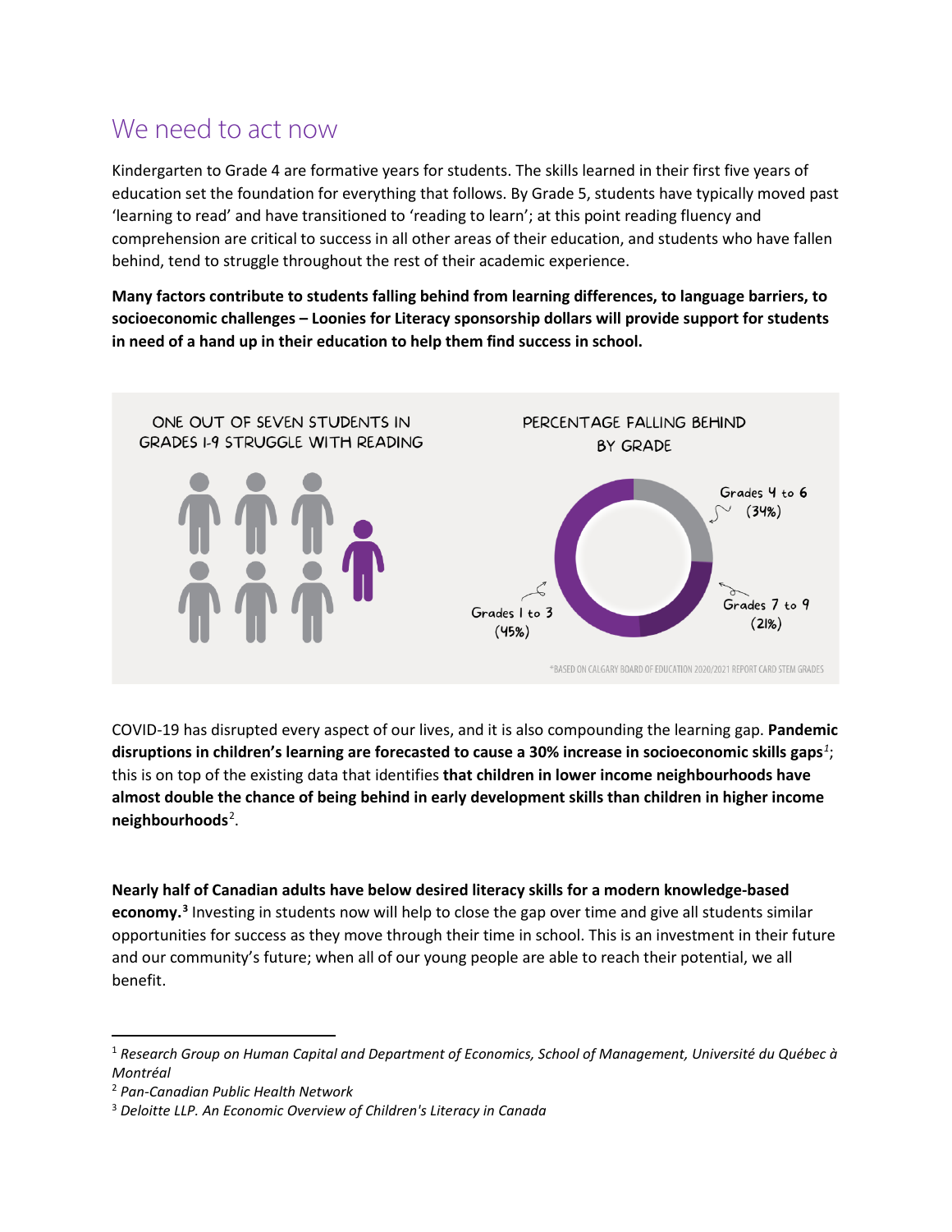## We need to act now

Kindergarten to Grade 4 are formative years for students. The skills learned in their first five years of education set the foundation for everything that follows. By Grade 5, students have typically moved past 'learning to read' and have transitioned to 'reading to learn'; at this point reading fluency and comprehension are critical to success in all other areas of their education, and students who have fallen behind, tend to struggle throughout the rest of their academic experience.

**Many factors contribute to students falling behind from learning differences, to language barriers, to socioeconomic challenges – Loonies for Literacy sponsorship dollars will provide support for students in need of a hand up in their education to help them find success in school.**

ONE OUT OF SEVEN STUDENTS IN GRADES 1-9 STRUGGLE WITH READING

PERCENTAGE FALLING BEHIND BY GRADE

- Grades 1 to 3 (45%)
- Grades 4 to 6 (34%)
- Grades 7 to 9 (21%)

*BASED ON CALGARY BOARD OF EDUCATION 2020/2021 REPORT CARD STEM GRADES

COVID-19 has disrupted every aspect of our lives, and it is also compounding the learning gap. **Pandemic disruptions in children's learning are forecasted to cause a 30% increase in socioeconomic skills gaps**[1]; this is on top of the existing data that identifies **that children in lower income neighbourhoods have almost double the chance of being behind in early development skills than children in higher income neighbourhoods**[2].

**Nearly half of Canadian adults have below desired literacy skills for a modern knowledge-based economy.**[3] Investing in students now will help to close the gap over time and give all students similar opportunities for success as they move through their time in school. This is an investment in their future and our community's future; when all of our young people are able to reach their potential, we all benefit.

---

[1] *Research Group on Human Capital and Department of Economics, School of Management, Université du Québec à Montréal*

[2] *Pan-Canadian Public Health Network*

[3] *Deloitte LLP. An Economic Overview of Children's Literacy in Canada*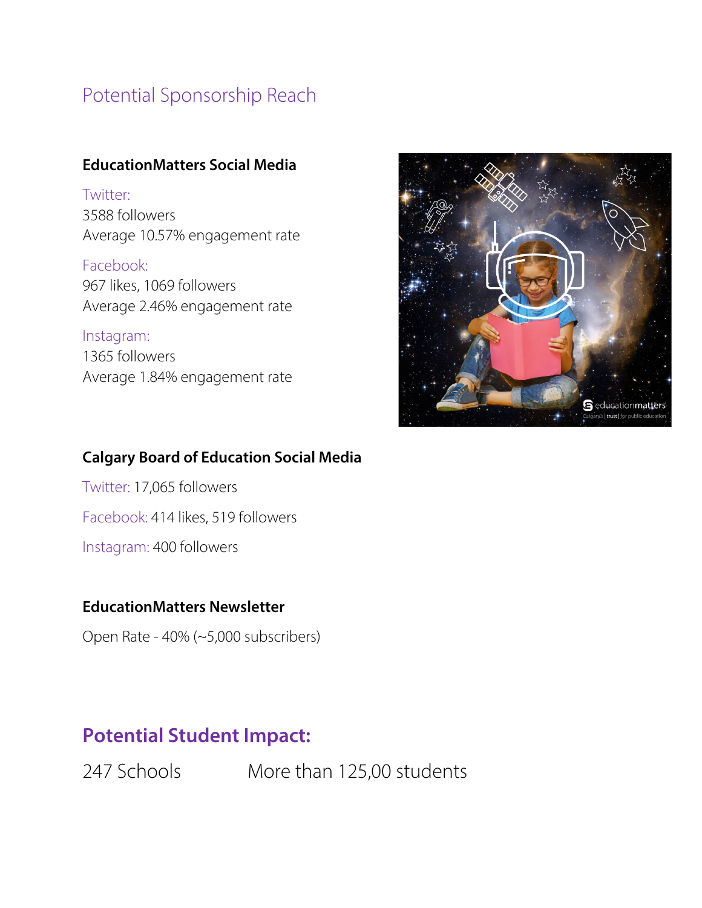# Potential Sponsorship Reach

### EducationMatters Social Media

Twitter:
3588 followers
Average 10.57% engagement rate

Facebook:
967 likes, 1069 followers
Average 2.46% engagement rate

Instagram:
1365 followers
Average 1.84% engagement rate

### Calgary Board of Education Social Media

Twitter: 17,065 followers

Facebook: 414 likes, 519 followers

Instagram: 400 followers

### EducationMatters Newsletter

Open Rate - 40% (~5,000 subscribers)

## Potential Student Impact:

247 Schools        More than 125,00 students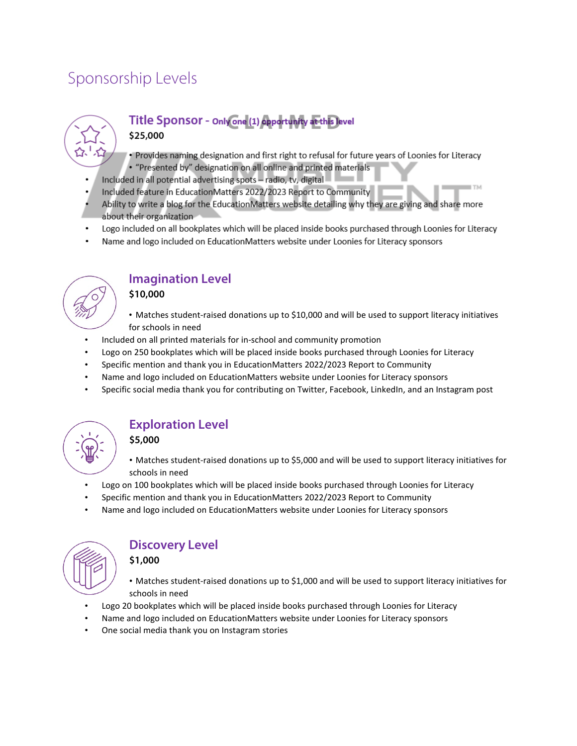# Sponsorship Levels

## Title Sponsor - Only one (1) opportunity at this level

CLAIMED

**$25,000**

- Provides naming designation and first right to refusal for future years of Loonies for Literacy
- "Presented by" designation on all online and printed materials
- Included in all potential advertising spots – radio, tv, digital
- Included feature in EducationMatters 2022/2023 Report to Community
- Ability to write a blog for the EducationMatters website detailing why they are giving and share more about their organization
- Logo included on all bookplates which will be placed inside books purchased through Loonies for Literacy
- Name and logo included on EducationMatters website under Loonies for Literacy sponsors

## Imagination Level

**$10,000**

- Matches student-raised donations up to $10,000 and will be used to support literacy initiatives for schools in need
- Included on all printed materials for in-school and community promotion
- Logo on 250 bookplates which will be placed inside books purchased through Loonies for Literacy
- Specific mention and thank you in EducationMatters 2022/2023 Report to Community
- Name and logo included on EducationMatters website under Loonies for Literacy sponsors
- Specific social media thank you for contributing on Twitter, Facebook, LinkedIn, and an Instagram post

## Exploration Level

**$5,000**

- Matches student-raised donations up to $5,000 and will be used to support literacy initiatives for schools in need
- Logo on 100 bookplates which will be placed inside books purchased through Loonies for Literacy
- Specific mention and thank you in EducationMatters 2022/2023 Report to Community
- Name and logo included on EducationMatters website under Loonies for Literacy sponsors

## Discovery Level

**$1,000**

- Matches student-raised donations up to $1,000 and will be used to support literacy initiatives for schools in need
- Logo 20 bookplates which will be placed inside books purchased through Loonies for Literacy
- Name and logo included on EducationMatters website under Loonies for Literacy sponsors
- One social media thank you on Instagram stories